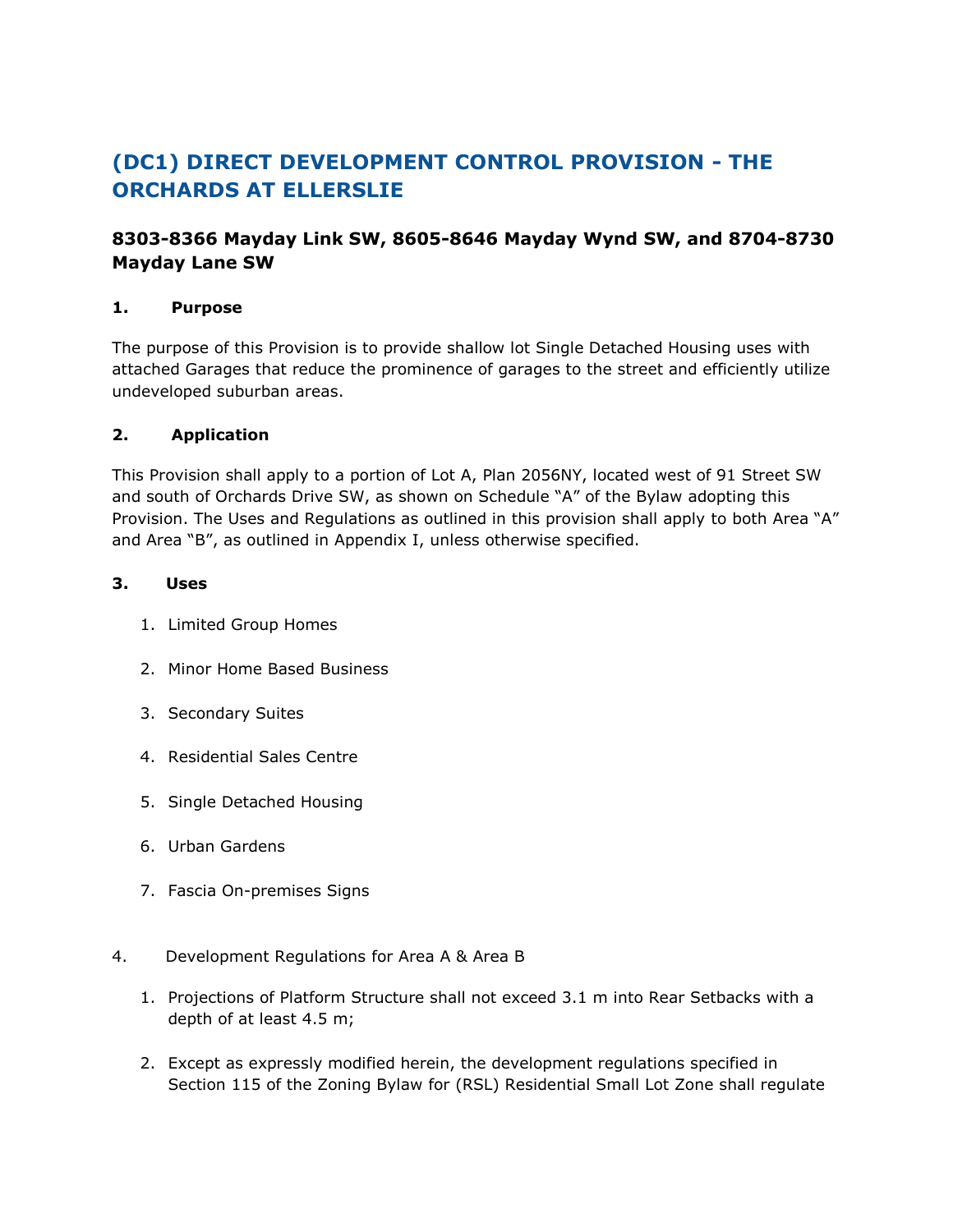# (DC1) DIRECT DEVELOPMENT CONTROL PROVISION - THE ORCHARDS AT ELLERSLIE

### 8303-8366 Mayday Link SW, 8605-8646 Mayday Wynd SW, and 8704-8730 Mayday Lane SW

#### 1. Purpose

The purpose of this Provision is to provide shallow lot Single Detached Housing uses with attached Garages that reduce the prominence of garages to the street and efficiently utilize undeveloped suburban areas.

#### 2. Application

This Provision shall apply to a portion of Lot A, Plan 2056NY, located west of 91 Street SW and south of Orchards Drive SW, as shown on Schedule "A" of the Bylaw adopting this Provision. The Uses and Regulations as outlined in this provision shall apply to both Area "A" and Area "B", as outlined in Appendix I, unless otherwise specified.

#### 3. Uses

1. Limited Group Homes
2. Minor Home Based Business
3. Secondary Suites
4. Residential Sales Centre
5. Single Detached Housing
6. Urban Gardens
7. Fascia On-premises Signs

4. Development Regulations for Area A & Area B

1. Projections of Platform Structure shall not exceed 3.1 m into Rear Setbacks with a depth of at least 4.5 m;
2. Except as expressly modified herein, the development regulations specified in Section 115 of the Zoning Bylaw for (RSL) Residential Small Lot Zone shall regulate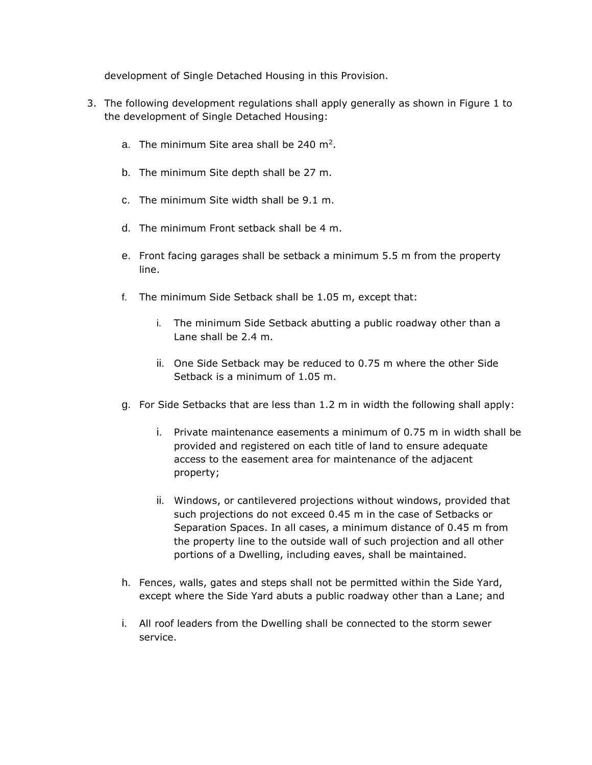development of Single Detached Housing in this Provision.

3. The following development regulations shall apply generally as shown in Figure 1 to the development of Single Detached Housing:

   a. The minimum Site area shall be 240 $m^2$.

   b. The minimum Site depth shall be 27 m.

   c. The minimum Site width shall be 9.1 m.

   d. The minimum Front setback shall be 4 m.

   e. Front facing garages shall be setback a minimum 5.5 m from the property line.

   f. The minimum Side Setback shall be 1.05 m, except that:

      i. The minimum Side Setback abutting a public roadway other than a Lane shall be 2.4 m.

      ii. One Side Setback may be reduced to 0.75 m where the other Side Setback is a minimum of 1.05 m.

   g. For Side Setbacks that are less than 1.2 m in width the following shall apply:

      i. Private maintenance easements a minimum of 0.75 m in width shall be provided and registered on each title of land to ensure adequate access to the easement area for maintenance of the adjacent property;

      ii. Windows, or cantilevered projections without windows, provided that such projections do not exceed 0.45 m in the case of Setbacks or Separation Spaces. In all cases, a minimum distance of 0.45 m from the property line to the outside wall of such projection and all other portions of a Dwelling, including eaves, shall be maintained.

   h. Fences, walls, gates and steps shall not be permitted within the Side Yard, except where the Side Yard abuts a public roadway other than a Lane; and

   i. All roof leaders from the Dwelling shall be connected to the storm sewer service.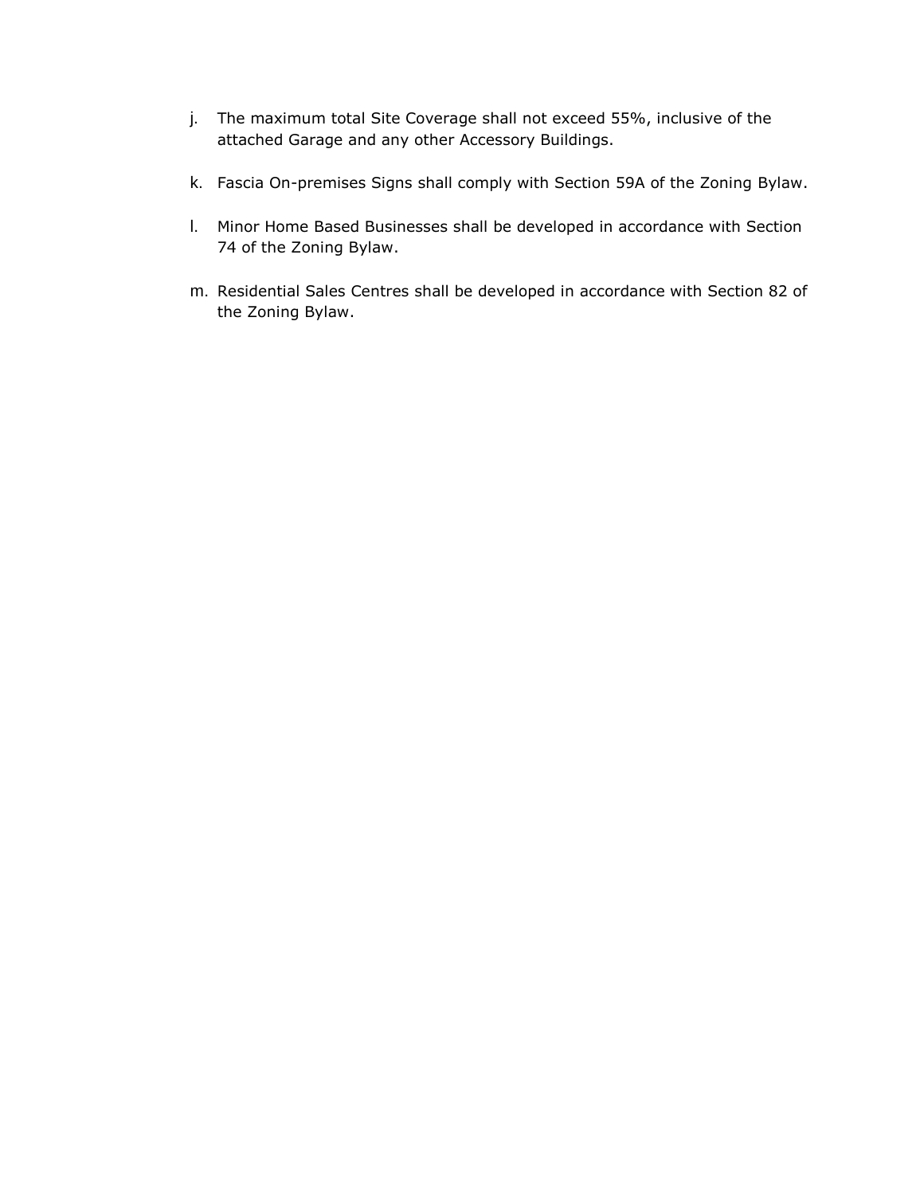j. The maximum total Site Coverage shall not exceed 55%, inclusive of the attached Garage and any other Accessory Buildings.

k. Fascia On-premises Signs shall comply with Section 59A of the Zoning Bylaw.

l. Minor Home Based Businesses shall be developed in accordance with Section 74 of the Zoning Bylaw.

m. Residential Sales Centres shall be developed in accordance with Section 82 of the Zoning Bylaw.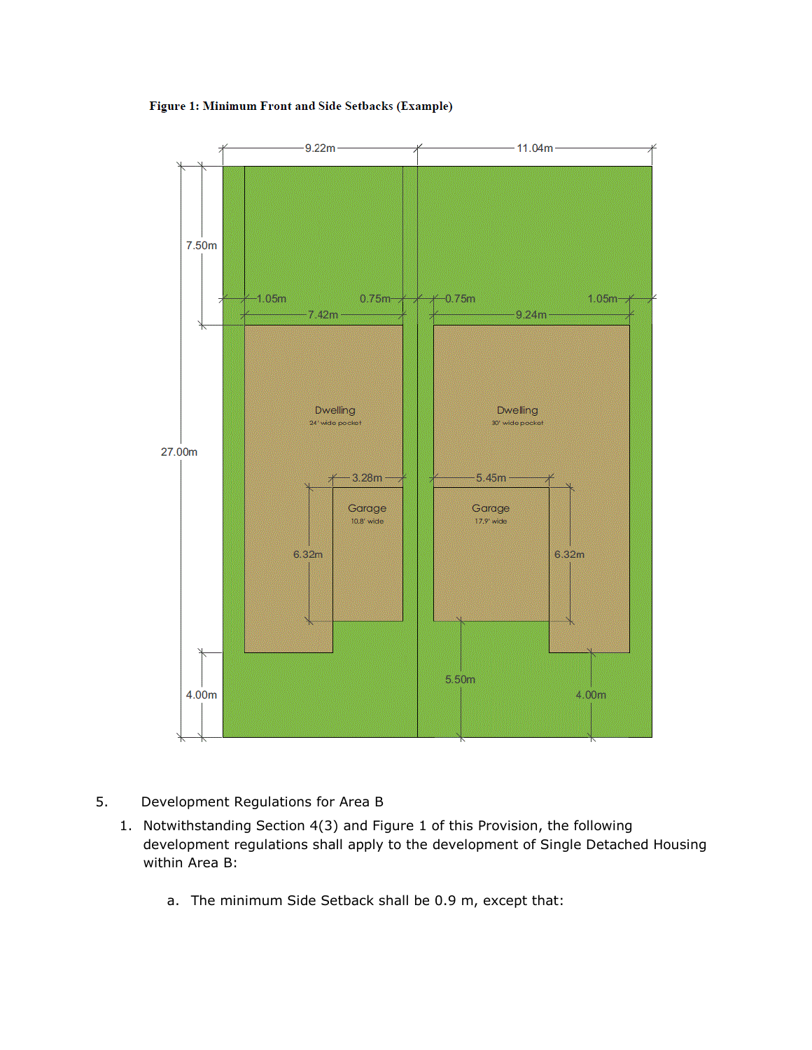**Figure 1: Minimum Front and Side Setbacks (Example)**

5. Development Regulations for Area B

   1. Notwithstanding Section 4(3) and Figure 1 of this Provision, the following development regulations shall apply to the development of Single Detached Housing within Area B:

      a. The minimum Side Setback shall be 0.9 m, except that: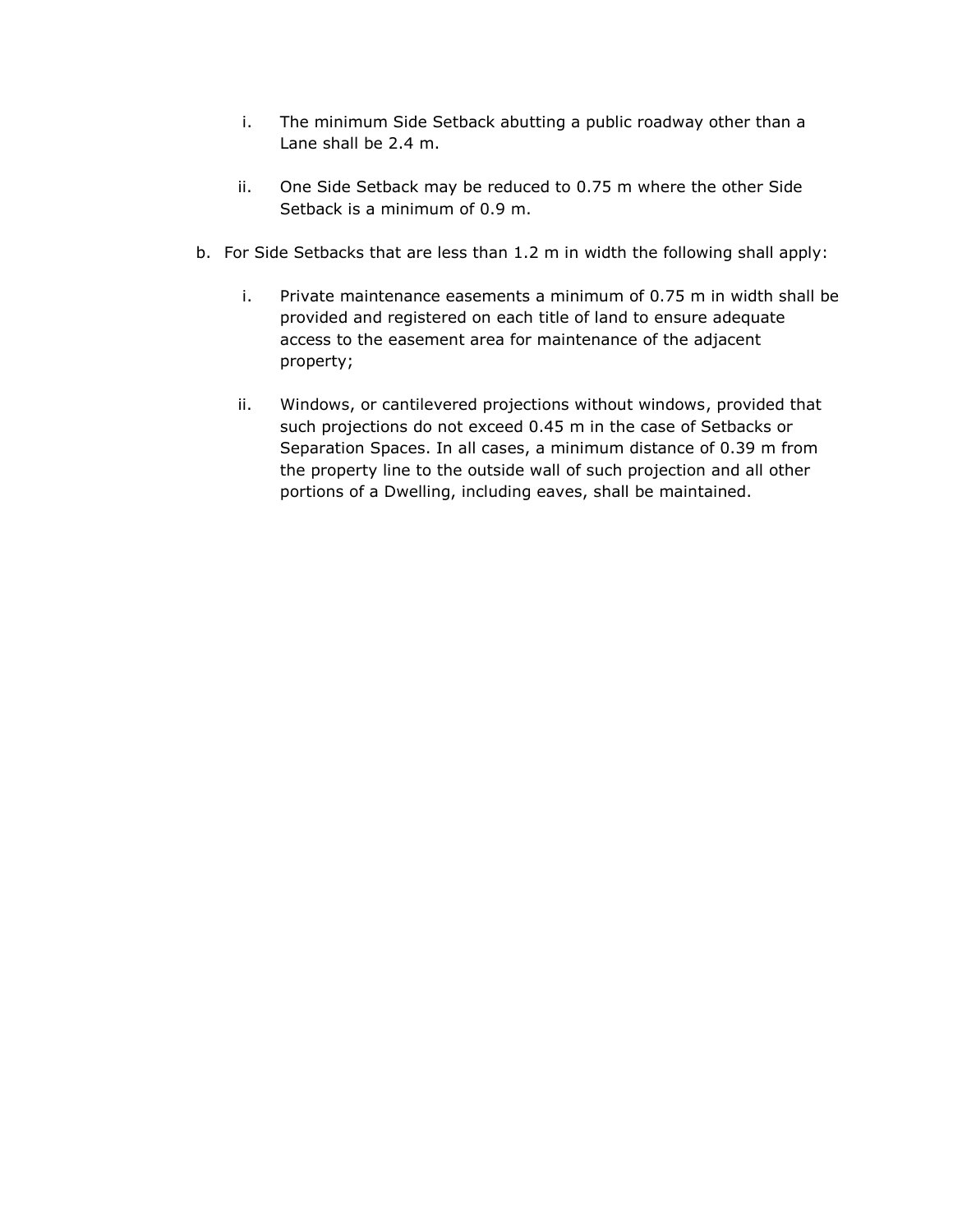i. The minimum Side Setback abutting a public roadway other than a Lane shall be 2.4 m.

    ii. One Side Setback may be reduced to 0.75 m where the other Side Setback is a minimum of 0.9 m.

b. For Side Setbacks that are less than 1.2 m in width the following shall apply:

    i. Private maintenance easements a minimum of 0.75 m in width shall be provided and registered on each title of land to ensure adequate access to the easement area for maintenance of the adjacent property;

    ii. Windows, or cantilevered projections without windows, provided that such projections do not exceed 0.45 m in the case of Setbacks or Separation Spaces. In all cases, a minimum distance of 0.39 m from the property line to the outside wall of such projection and all other portions of a Dwelling, including eaves, shall be maintained.